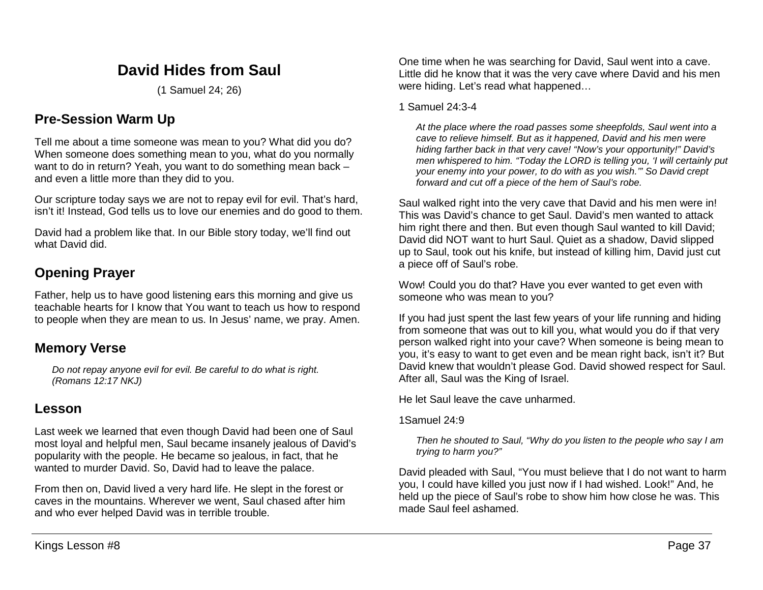# David Hides from Saul

(1 Samuel 24; 26)

## Pre-Session Warm Up

Tell me about a time someone was mean to you? What did you do? When someone does something mean to you, what do you normally want to do in return? Yeah, you want to do something mean back – and even a little more than they did to you.

Our scripture today says we are not to repay evil for evil. That's hard, isn't it! Instead, God tells us to love our enemies and do good to them.

David had a problem like that. In our Bible story today, we'll find out what David did.

## Opening Prayer

Father, help us to have good listening ears this morning and give us teachable hearts for I know that You want to teach us how to respond to people when they are mean to us. In Jesus' name, we pray. Amen.

## Memory Verse

> *Do not repay anyone evil for evil. Be careful to do what is right. (Romans 12:17 NKJ)*

## Lesson

Last week we learned that even though David had been one of Saul most loyal and helpful men, Saul became insanely jealous of David's popularity with the people. He became so jealous, in fact, that he wanted to murder David. So, David had to leave the palace.

From then on, David lived a very hard life. He slept in the forest or caves in the mountains. Wherever we went, Saul chased after him and who ever helped David was in terrible trouble.

One time when he was searching for David, Saul went into a cave. Little did he know that it was the very cave where David and his men were hiding. Let's read what happened…

1 Samuel 24:3-4

> *At the place where the road passes some sheepfolds, Saul went into a cave to relieve himself. But as it happened, David and his men were hiding farther back in that very cave! "Now's your opportunity!" David's men whispered to him. "Today the LORD is telling you, 'I will certainly put your enemy into your power, to do with as you wish.'" So David crept forward and cut off a piece of the hem of Saul's robe.*

Saul walked right into the very cave that David and his men were in! This was David's chance to get Saul. David's men wanted to attack him right there and then. But even though Saul wanted to kill David; David did NOT want to hurt Saul. Quiet as a shadow, David slipped up to Saul, took out his knife, but instead of killing him, David just cut a piece off of Saul's robe.

Wow! Could you do that? Have you ever wanted to get even with someone who was mean to you?

If you had just spent the last few years of your life running and hiding from someone that was out to kill you, what would you do if that very person walked right into your cave? When someone is being mean to you, it's easy to want to get even and be mean right back, isn't it? But David knew that wouldn't please God. David showed respect for Saul. After all, Saul was the King of Israel.

He let Saul leave the cave unharmed.

1Samuel 24:9

> *Then he shouted to Saul, "Why do you listen to the people who say I am trying to harm you?"*

David pleaded with Saul, "You must believe that I do not want to harm you, I could have killed you just now if I had wished. Look!" And, he held up the piece of Saul's robe to show him how close he was. This made Saul feel ashamed.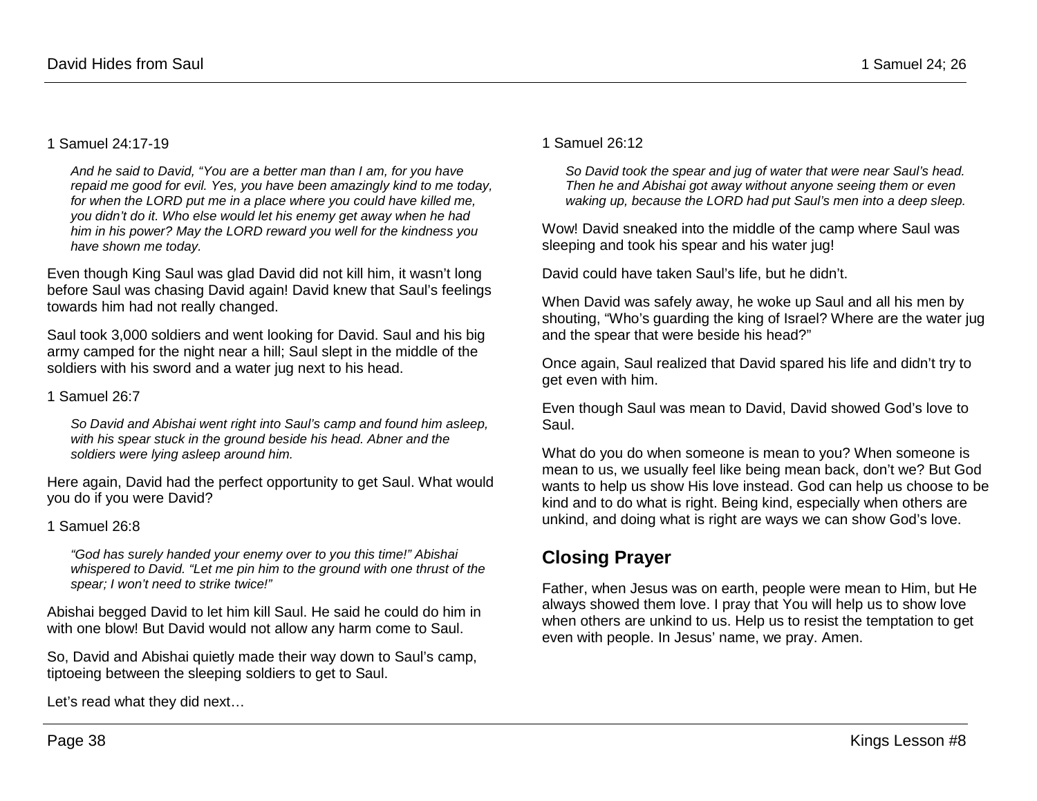1 Samuel 24:17-19

> *And he said to David, "You are a better man than I am, for you have repaid me good for evil. Yes, you have been amazingly kind to me today, for when the LORD put me in a place where you could have killed me, you didn't do it. Who else would let his enemy get away when he had him in his power? May the LORD reward you well for the kindness you have shown me today.*

Even though King Saul was glad David did not kill him, it wasn't long before Saul was chasing David again! David knew that Saul's feelings towards him had not really changed.

Saul took 3,000 soldiers and went looking for David. Saul and his big army camped for the night near a hill; Saul slept in the middle of the soldiers with his sword and a water jug next to his head.

1 Samuel 26:7

> *So David and Abishai went right into Saul's camp and found him asleep, with his spear stuck in the ground beside his head. Abner and the soldiers were lying asleep around him.*

Here again, David had the perfect opportunity to get Saul. What would you do if you were David?

1 Samuel 26:8

> *"God has surely handed your enemy over to you this time!" Abishai whispered to David. "Let me pin him to the ground with one thrust of the spear; I won't need to strike twice!"*

Abishai begged David to let him kill Saul. He said he could do him in with one blow! But David would not allow any harm come to Saul.

So, David and Abishai quietly made their way down to Saul's camp, tiptoeing between the sleeping soldiers to get to Saul.

Let's read what they did next…

1 Samuel 26:12

> *So David took the spear and jug of water that were near Saul's head. Then he and Abishai got away without anyone seeing them or even waking up, because the LORD had put Saul's men into a deep sleep.*

Wow! David sneaked into the middle of the camp where Saul was sleeping and took his spear and his water jug!

David could have taken Saul's life, but he didn't.

When David was safely away, he woke up Saul and all his men by shouting, "Who's guarding the king of Israel? Where are the water jug and the spear that were beside his head?"

Once again, Saul realized that David spared his life and didn't try to get even with him.

Even though Saul was mean to David, David showed God's love to Saul.

What do you do when someone is mean to you? When someone is mean to us, we usually feel like being mean back, don't we? But God wants to help us show His love instead. God can help us choose to be kind and to do what is right. Being kind, especially when others are unkind, and doing what is right are ways we can show God's love.

## Closing Prayer

Father, when Jesus was on earth, people were mean to Him, but He always showed them love. I pray that You will help us to show love when others are unkind to us. Help us to resist the temptation to get even with people. In Jesus' name, we pray. Amen.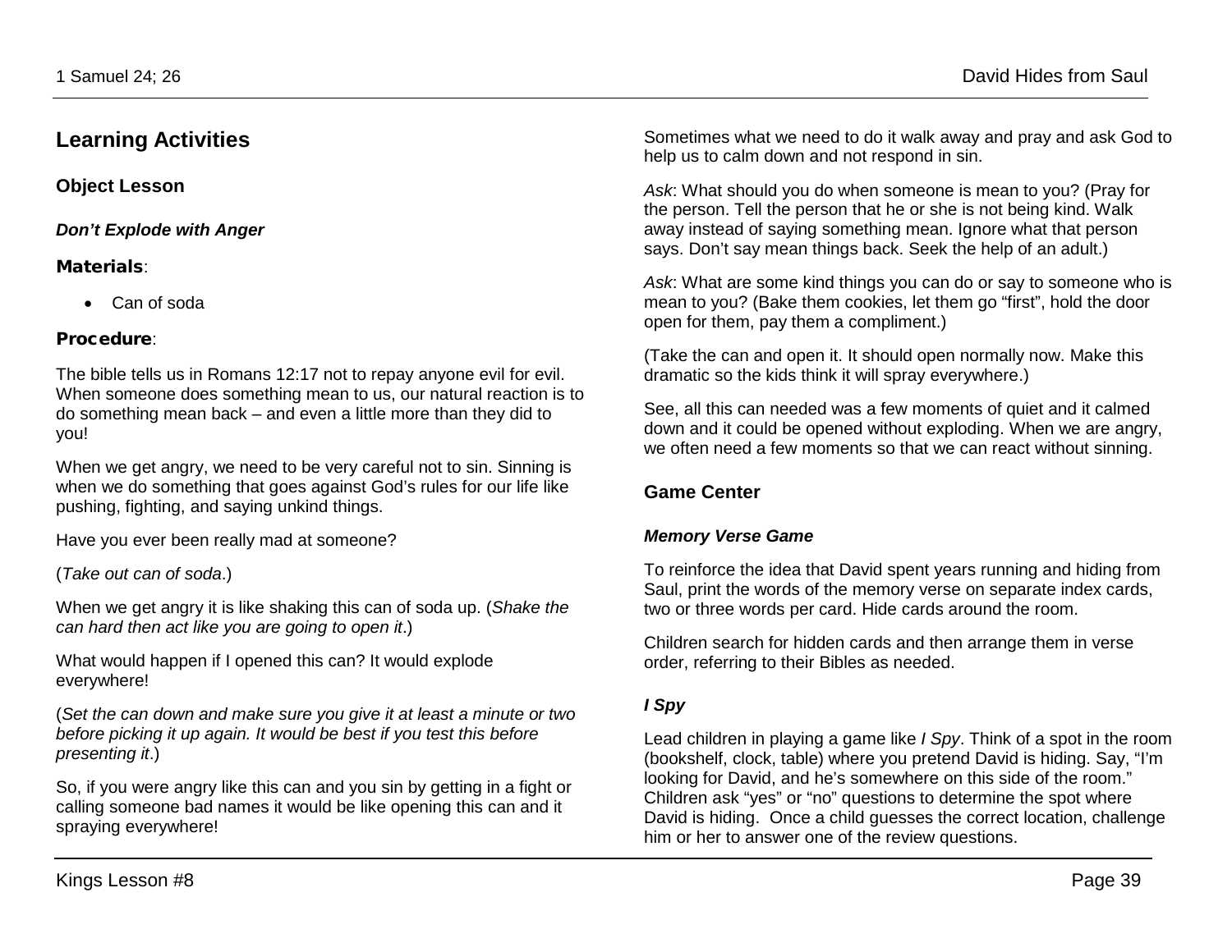## Learning Activities

### Object Lesson

#### *Don't Explode with Anger*

**Materials**:

- Can of soda

**Procedure**:

The bible tells us in Romans 12:17 not to repay anyone evil for evil. When someone does something mean to us, our natural reaction is to do something mean back – and even a little more than they did to you!

When we get angry, we need to be very careful not to sin. Sinning is when we do something that goes against God's rules for our life like pushing, fighting, and saying unkind things.

Have you ever been really mad at someone?

(*Take out can of soda*.)

When we get angry it is like shaking this can of soda up. (*Shake the can hard then act like you are going to open it*.)

What would happen if I opened this can? It would explode everywhere!

(*Set the can down and make sure you give it at least a minute or two before picking it up again. It would be best if you test this before presenting it*.)

So, if you were angry like this can and you sin by getting in a fight or calling someone bad names it would be like opening this can and it spraying everywhere!

Sometimes what we need to do it walk away and pray and ask God to help us to calm down and not respond in sin.

*Ask*: What should you do when someone is mean to you? (Pray for the person. Tell the person that he or she is not being kind. Walk away instead of saying something mean. Ignore what that person says. Don't say mean things back. Seek the help of an adult.)

*Ask*: What are some kind things you can do or say to someone who is mean to you? (Bake them cookies, let them go "first", hold the door open for them, pay them a compliment.)

(Take the can and open it. It should open normally now. Make this dramatic so the kids think it will spray everywhere.)

See, all this can needed was a few moments of quiet and it calmed down and it could be opened without exploding. When we are angry, we often need a few moments so that we can react without sinning.

### Game Center

#### *Memory Verse Game*

To reinforce the idea that David spent years running and hiding from Saul, print the words of the memory verse on separate index cards, two or three words per card. Hide cards around the room.

Children search for hidden cards and then arrange them in verse order, referring to their Bibles as needed.

#### *I Spy*

Lead children in playing a game like *I Spy*. Think of a spot in the room (bookshelf, clock, table) where you pretend David is hiding. Say, "I'm looking for David, and he's somewhere on this side of the room." Children ask "yes" or "no" questions to determine the spot where David is hiding. Once a child guesses the correct location, challenge him or her to answer one of the review questions.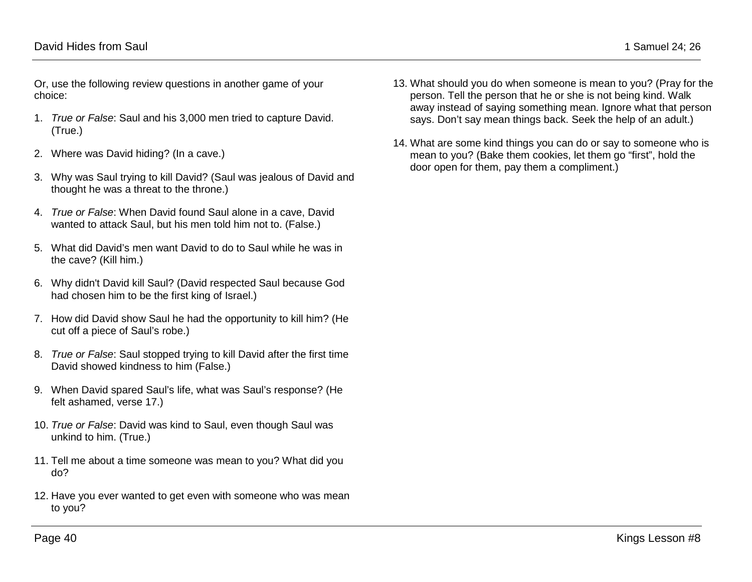Or, use the following review questions in another game of your choice:

1. *True or False*: Saul and his 3,000 men tried to capture David. (True.)

2. Where was David hiding? (In a cave.)

3. Why was Saul trying to kill David? (Saul was jealous of David and thought he was a threat to the throne.)

4. *True or False*: When David found Saul alone in a cave, David wanted to attack Saul, but his men told him not to. (False.)

5. What did David's men want David to do to Saul while he was in the cave? (Kill him.)

6. Why didn't David kill Saul? (David respected Saul because God had chosen him to be the first king of Israel.)

7. How did David show Saul he had the opportunity to kill him? (He cut off a piece of Saul's robe.)

8. *True or False*: Saul stopped trying to kill David after the first time David showed kindness to him (False.)

9. When David spared Saul's life, what was Saul's response? (He felt ashamed, verse 17.)

10. *True or False*: David was kind to Saul, even though Saul was unkind to him. (True.)

11. Tell me about a time someone was mean to you? What did you do?

12. Have you ever wanted to get even with someone who was mean to you?

13. What should you do when someone is mean to you? (Pray for the person. Tell the person that he or she is not being kind. Walk away instead of saying something mean. Ignore what that person says. Don't say mean things back. Seek the help of an adult.)

14. What are some kind things you can do or say to someone who is mean to you? (Bake them cookies, let them go "first", hold the door open for them, pay them a compliment.)